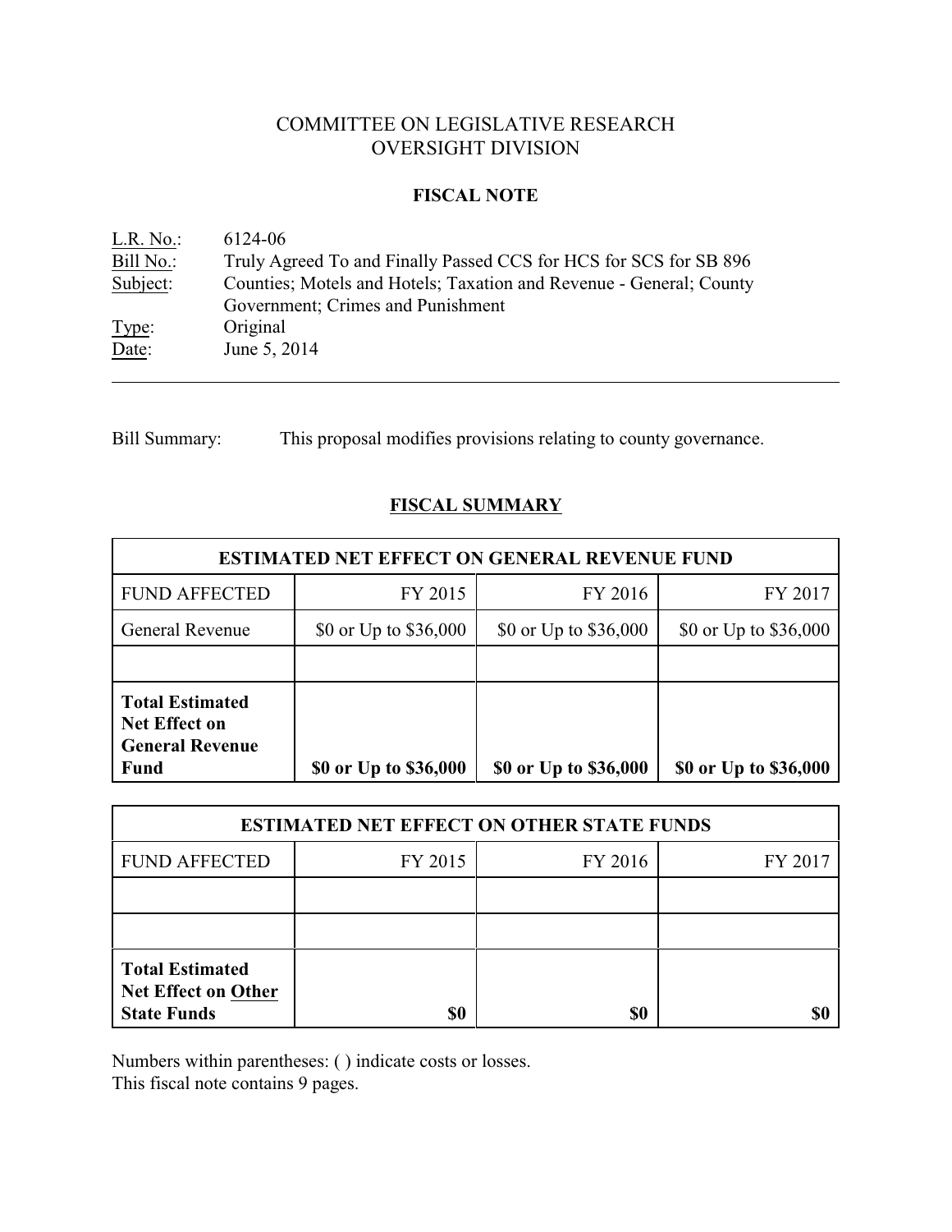# COMMITTEE ON LEGISLATIVE RESEARCH
# OVERSIGHT DIVISION

## FISCAL NOTE

L.R. No.: 6124-06
Bill No.: Truly Agreed To and Finally Passed CCS for HCS for SCS for SB 896
Subject: Counties; Motels and Hotels; Taxation and Revenue - General; County Government; Crimes and Punishment
Type: Original
Date: June 5, 2014

---

Bill Summary: This proposal modifies provisions relating to county governance.

## FISCAL SUMMARY

| ESTIMATED NET EFFECT ON GENERAL REVENUE FUND | | | |
|---|---|---|---|
| FUND AFFECTED | FY 2015 | FY 2016 | FY 2017 |
| General Revenue | $0 or Up to $36,000 | $0 or Up to $36,000 | $0 or Up to $36,000 |
| | | | |
| **Total Estimated Net Effect on General Revenue Fund** | **$0 or Up to $36,000** | **$0 or Up to $36,000** | **$0 or Up to $36,000** |

| ESTIMATED NET EFFECT ON OTHER STATE FUNDS | | | |
|---|---|---|---|
| FUND AFFECTED | FY 2015 | FY 2016 | FY 2017 |
| | | | |
| | | | |
| **Total Estimated Net Effect on Other State Funds** | **$0** | **$0** | **$0** |

Numbers within parentheses: ( ) indicate costs or losses.
This fiscal note contains 9 pages.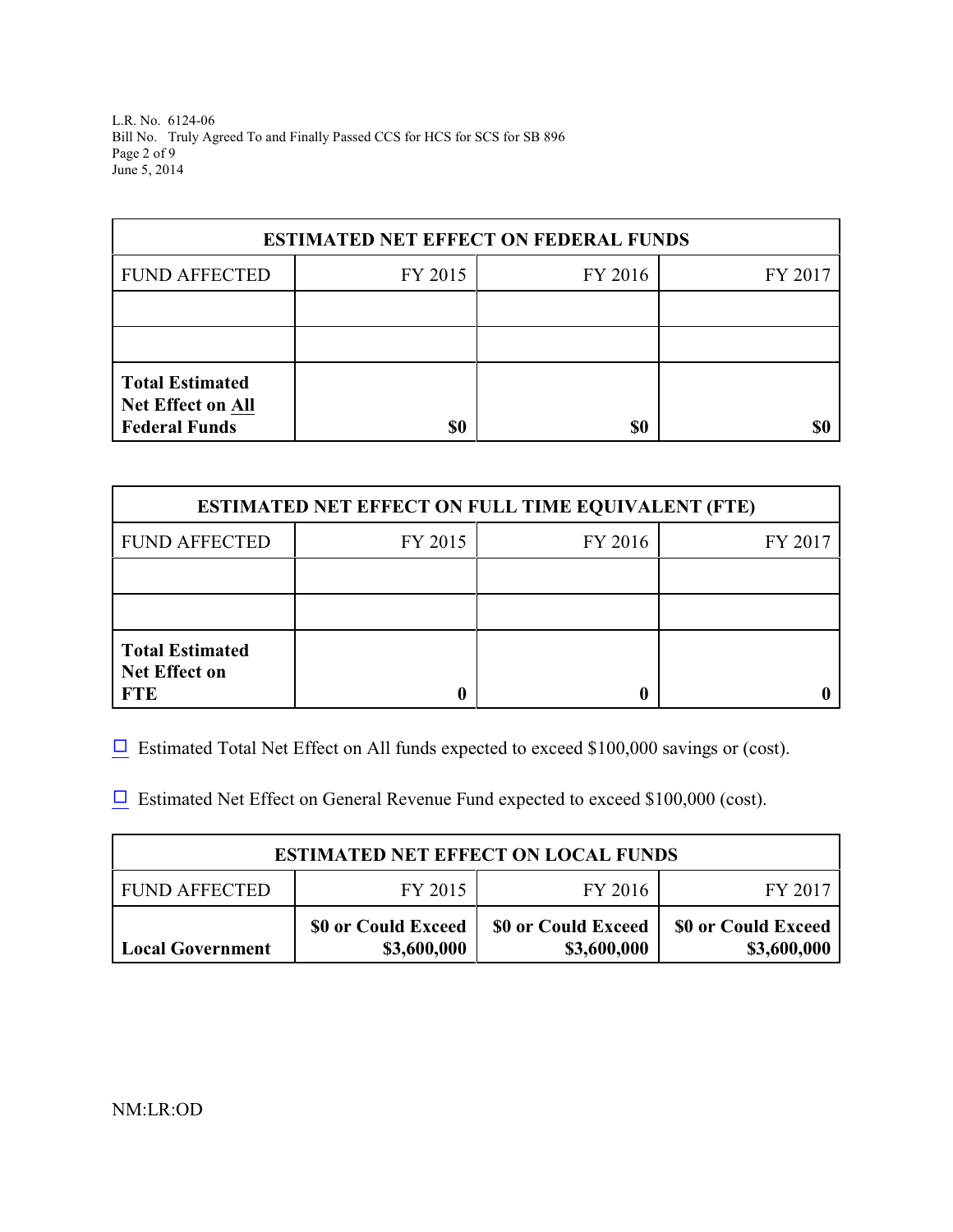| ESTIMATED NET EFFECT ON FEDERAL FUNDS | | | |
|---|---|---|---|
| FUND AFFECTED | FY 2015 | FY 2016 | FY 2017 |
| | | | |
| | | | |
| **Total Estimated Net Effect on All Federal Funds** | **$0** | **$0** | **$0** |

| ESTIMATED NET EFFECT ON FULL TIME EQUIVALENT (FTE) | | | |
|---|---|---|---|
| FUND AFFECTED | FY 2015 | FY 2016 | FY 2017 |
| | | | |
| | | | |
| **Total Estimated Net Effect on FTE** | **0** | **0** | **0** |

☐ Estimated Total Net Effect on All funds expected to exceed $100,000 savings or (cost).

☐ Estimated Net Effect on General Revenue Fund expected to exceed $100,000 (cost).

| ESTIMATED NET EFFECT ON LOCAL FUNDS | | | |
|---|---|---|---|
| FUND AFFECTED | FY 2015 | FY 2016 | FY 2017 |
| **Local Government** | **$0 or Could Exceed $3,600,000** | **$0 or Could Exceed $3,600,000** | **$0 or Could Exceed $3,600,000** |

NM:LR:OD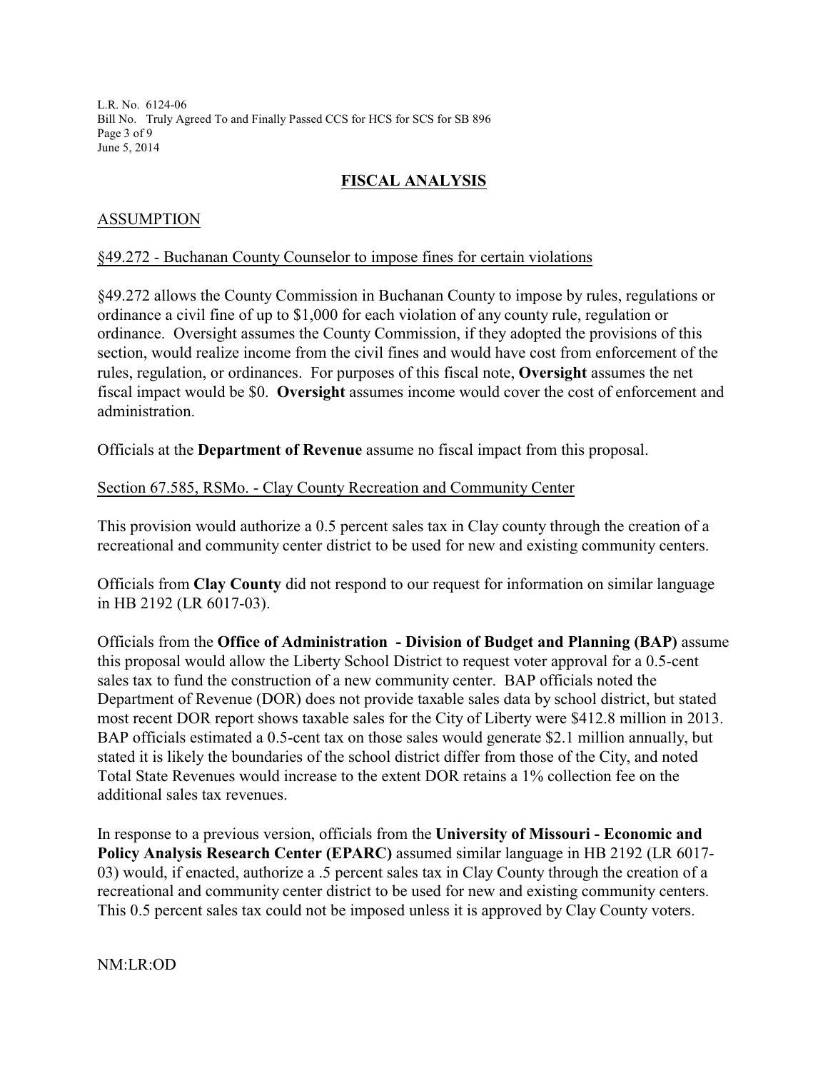## FISCAL ANALYSIS

### ASSUMPTION

§49.272 - Buchanan County Counselor to impose fines for certain violations

§49.272 allows the County Commission in Buchanan County to impose by rules, regulations or ordinance a civil fine of up to $1,000 for each violation of any county rule, regulation or ordinance. Oversight assumes the County Commission, if they adopted the provisions of this section, would realize income from the civil fines and would have cost from enforcement of the rules, regulation, or ordinances. For purposes of this fiscal note, **Oversight** assumes the net fiscal impact would be $0. **Oversight** assumes income would cover the cost of enforcement and administration.

Officials at the **Department of Revenue** assume no fiscal impact from this proposal.

Section 67.585, RSMo. - Clay County Recreation and Community Center

This provision would authorize a 0.5 percent sales tax in Clay county through the creation of a recreational and community center district to be used for new and existing community centers.

Officials from **Clay County** did not respond to our request for information on similar language in HB 2192 (LR 6017-03).

Officials from the **Office of Administration - Division of Budget and Planning (BAP)** assume this proposal would allow the Liberty School District to request voter approval for a 0.5-cent sales tax to fund the construction of a new community center. BAP officials noted the Department of Revenue (DOR) does not provide taxable sales data by school district, but stated most recent DOR report shows taxable sales for the City of Liberty were $412.8 million in 2013. BAP officials estimated a 0.5-cent tax on those sales would generate $2.1 million annually, but stated it is likely the boundaries of the school district differ from those of the City, and noted Total State Revenues would increase to the extent DOR retains a 1% collection fee on the additional sales tax revenues.

In response to a previous version, officials from the **University of Missouri - Economic and Policy Analysis Research Center (EPARC)** assumed similar language in HB 2192 (LR 6017-03) would, if enacted, authorize a .5 percent sales tax in Clay County through the creation of a recreational and community center district to be used for new and existing community centers. This 0.5 percent sales tax could not be imposed unless it is approved by Clay County voters.

NM:LR:OD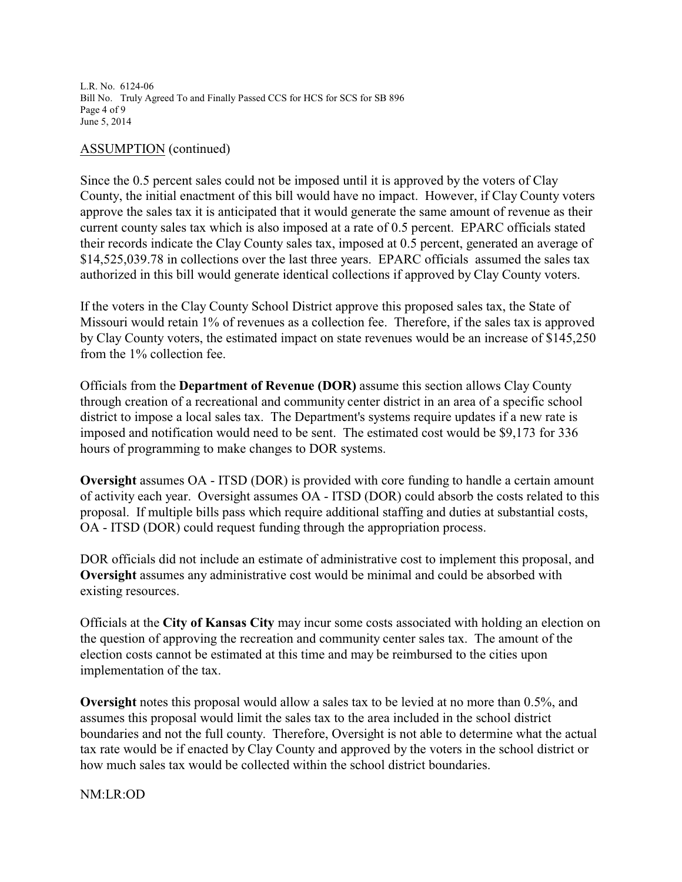ASSUMPTION (continued)

Since the 0.5 percent sales could not be imposed until it is approved by the voters of Clay County, the initial enactment of this bill would have no impact. However, if Clay County voters approve the sales tax it is anticipated that it would generate the same amount of revenue as their current county sales tax which is also imposed at a rate of 0.5 percent. EPARC officials stated their records indicate the Clay County sales tax, imposed at 0.5 percent, generated an average of $14,525,039.78 in collections over the last three years. EPARC officials assumed the sales tax authorized in this bill would generate identical collections if approved by Clay County voters.

If the voters in the Clay County School District approve this proposed sales tax, the State of Missouri would retain 1% of revenues as a collection fee. Therefore, if the sales tax is approved by Clay County voters, the estimated impact on state revenues would be an increase of $145,250 from the 1% collection fee.

Officials from the **Department of Revenue (DOR)** assume this section allows Clay County through creation of a recreational and community center district in an area of a specific school district to impose a local sales tax. The Department's systems require updates if a new rate is imposed and notification would need to be sent. The estimated cost would be $9,173 for 336 hours of programming to make changes to DOR systems.

**Oversight** assumes OA - ITSD (DOR) is provided with core funding to handle a certain amount of activity each year. Oversight assumes OA - ITSD (DOR) could absorb the costs related to this proposal. If multiple bills pass which require additional staffing and duties at substantial costs, OA - ITSD (DOR) could request funding through the appropriation process.

DOR officials did not include an estimate of administrative cost to implement this proposal, and **Oversight** assumes any administrative cost would be minimal and could be absorbed with existing resources.

Officials at the **City of Kansas City** may incur some costs associated with holding an election on the question of approving the recreation and community center sales tax. The amount of the election costs cannot be estimated at this time and may be reimbursed to the cities upon implementation of the tax.

**Oversight** notes this proposal would allow a sales tax to be levied at no more than 0.5%, and assumes this proposal would limit the sales tax to the area included in the school district boundaries and not the full county. Therefore, Oversight is not able to determine what the actual tax rate would be if enacted by Clay County and approved by the voters in the school district or how much sales tax would be collected within the school district boundaries.

NM:LR:OD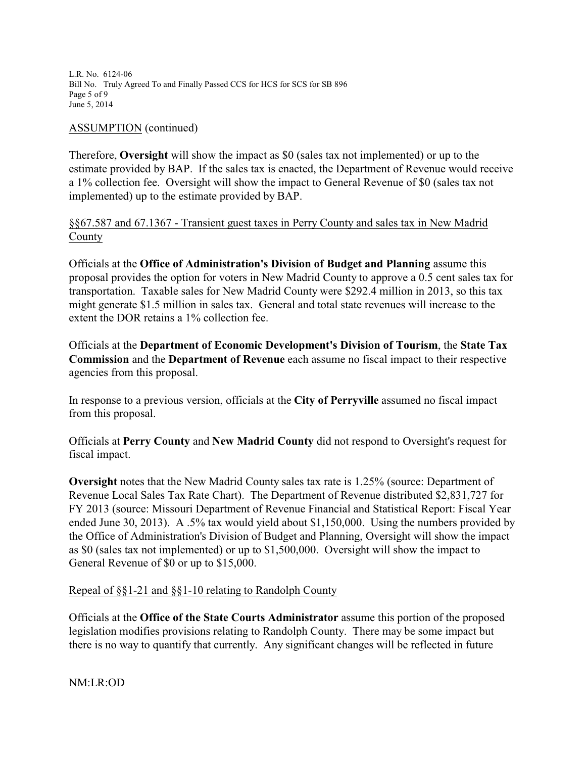ASSUMPTION (continued)

Therefore, **Oversight** will show the impact as $0 (sales tax not implemented) or up to the estimate provided by BAP. If the sales tax is enacted, the Department of Revenue would receive a 1% collection fee. Oversight will show the impact to General Revenue of $0 (sales tax not implemented) up to the estimate provided by BAP.

§§67.587 and 67.1367 - Transient guest taxes in Perry County and sales tax in New Madrid County

Officials at the **Office of Administration's Division of Budget and Planning** assume this proposal provides the option for voters in New Madrid County to approve a 0.5 cent sales tax for transportation. Taxable sales for New Madrid County were $292.4 million in 2013, so this tax might generate $1.5 million in sales tax. General and total state revenues will increase to the extent the DOR retains a 1% collection fee.

Officials at the **Department of Economic Development's Division of Tourism**, the **State Tax Commission** and the **Department of Revenue** each assume no fiscal impact to their respective agencies from this proposal.

In response to a previous version, officials at the **City of Perryville** assumed no fiscal impact from this proposal.

Officials at **Perry County** and **New Madrid County** did not respond to Oversight's request for fiscal impact.

**Oversight** notes that the New Madrid County sales tax rate is 1.25% (source: Department of Revenue Local Sales Tax Rate Chart). The Department of Revenue distributed $2,831,727 for FY 2013 (source: Missouri Department of Revenue Financial and Statistical Report: Fiscal Year ended June 30, 2013). A .5% tax would yield about $1,150,000. Using the numbers provided by the Office of Administration's Division of Budget and Planning, Oversight will show the impact as $0 (sales tax not implemented) or up to $1,500,000. Oversight will show the impact to General Revenue of $0 or up to $15,000.

Repeal of §§1-21 and §§1-10 relating to Randolph County

Officials at the **Office of the State Courts Administrator** assume this portion of the proposed legislation modifies provisions relating to Randolph County. There may be some impact but there is no way to quantify that currently. Any significant changes will be reflected in future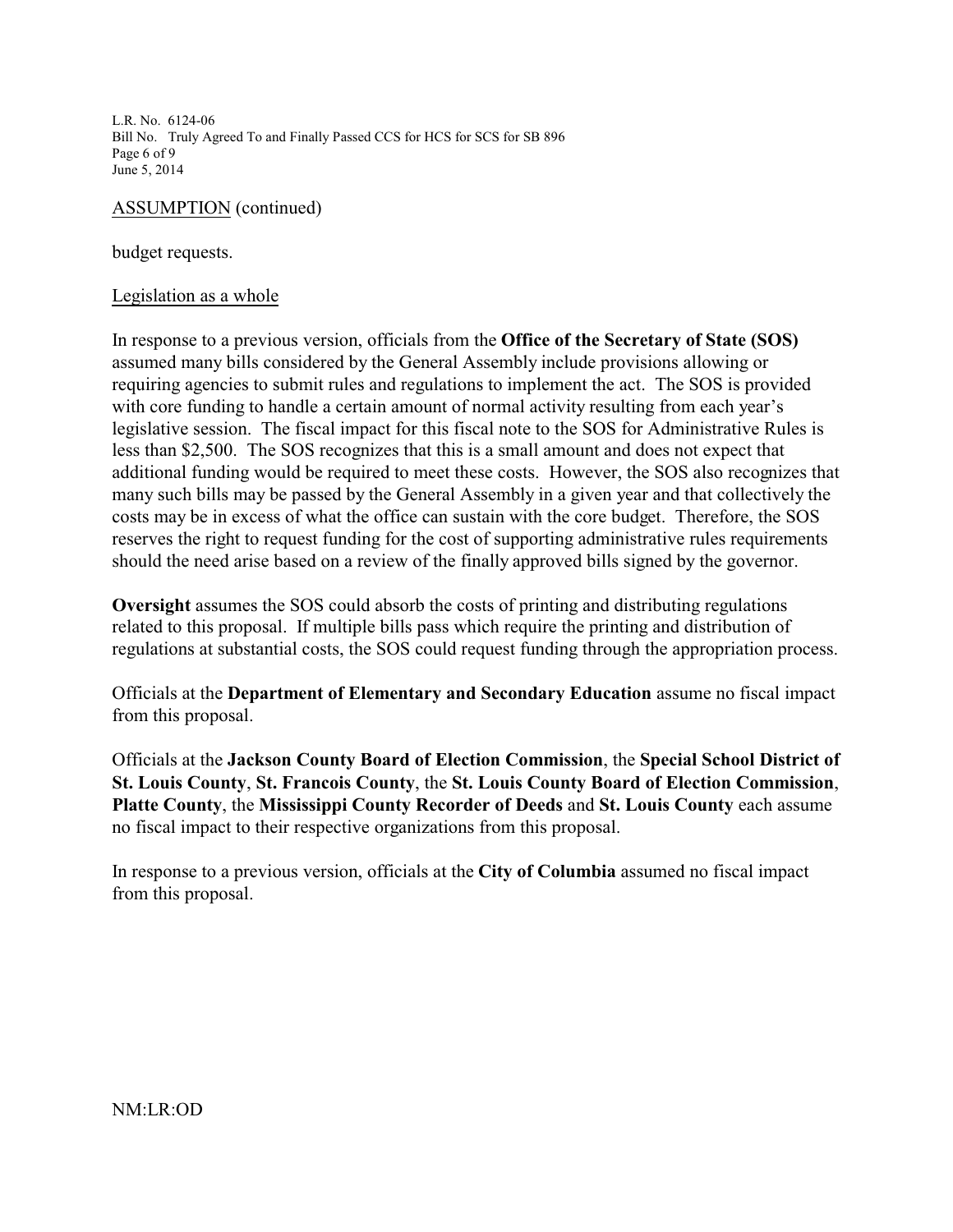ASSUMPTION (continued)

budget requests.

Legislation as a whole

In response to a previous version, officials from the **Office of the Secretary of State (SOS)** assumed many bills considered by the General Assembly include provisions allowing or requiring agencies to submit rules and regulations to implement the act. The SOS is provided with core funding to handle a certain amount of normal activity resulting from each year's legislative session. The fiscal impact for this fiscal note to the SOS for Administrative Rules is less than $2,500. The SOS recognizes that this is a small amount and does not expect that additional funding would be required to meet these costs. However, the SOS also recognizes that many such bills may be passed by the General Assembly in a given year and that collectively the costs may be in excess of what the office can sustain with the core budget. Therefore, the SOS reserves the right to request funding for the cost of supporting administrative rules requirements should the need arise based on a review of the finally approved bills signed by the governor.

**Oversight** assumes the SOS could absorb the costs of printing and distributing regulations related to this proposal. If multiple bills pass which require the printing and distribution of regulations at substantial costs, the SOS could request funding through the appropriation process.

Officials at the **Department of Elementary and Secondary Education** assume no fiscal impact from this proposal.

Officials at the **Jackson County Board of Election Commission**, the **Special School District of St. Louis County**, **St. Francois County**, the **St. Louis County Board of Election Commission**, **Platte County**, the **Mississippi County Recorder of Deeds** and **St. Louis County** each assume no fiscal impact to their respective organizations from this proposal.

In response to a previous version, officials at the **City of Columbia** assumed no fiscal impact from this proposal.

NM:LR:OD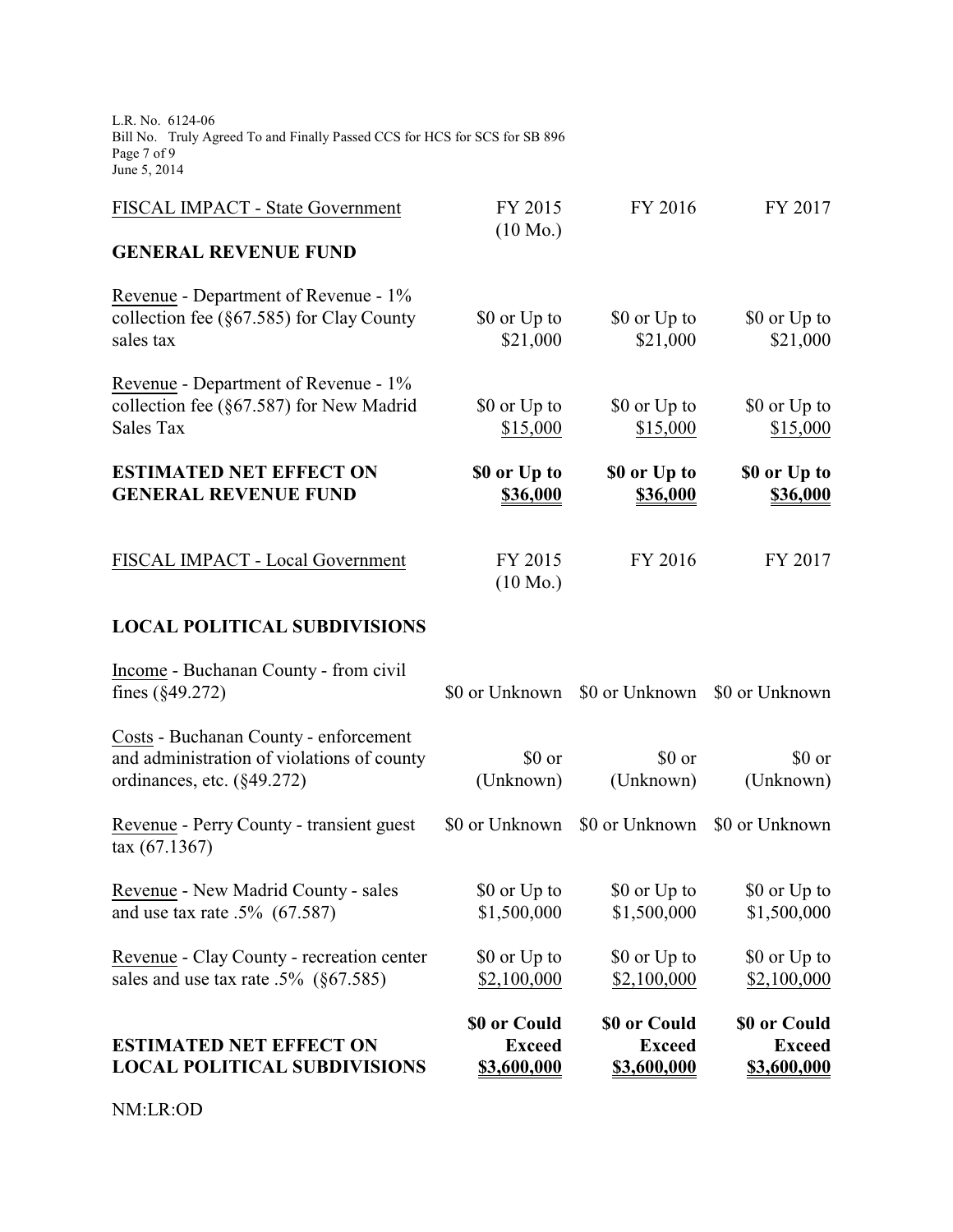| FISCAL IMPACT - State Government | FY 2015 (10 Mo.) | FY 2016 | FY 2017 |
|---|---|---|---|
| **GENERAL REVENUE FUND** | | | |
| Revenue - Department of Revenue - 1% collection fee (§67.585) for Clay County sales tax | $0 or Up to $21,000 | $0 or Up to $21,000 | $0 or Up to $21,000 |
| Revenue - Department of Revenue - 1% collection fee (§67.587) for New Madrid Sales Tax | $0 or Up to $15,000 | $0 or Up to $15,000 | $0 or Up to $15,000 |
| **ESTIMATED NET EFFECT ON GENERAL REVENUE FUND** | **$0 or Up to $36,000** | **$0 or Up to $36,000** | **$0 or Up to $36,000** |

| FISCAL IMPACT - Local Government | FY 2015 (10 Mo.) | FY 2016 | FY 2017 |
|---|---|---|---|
| **LOCAL POLITICAL SUBDIVISIONS** | | | |
| Income - Buchanan County - from civil fines (§49.272) | $0 or Unknown | $0 or Unknown | $0 or Unknown |
| Costs - Buchanan County - enforcement and administration of violations of county ordinances, etc. (§49.272) | $0 or (Unknown) | $0 or (Unknown) | $0 or (Unknown) |
| Revenue - Perry County - transient guest tax (67.1367) | $0 or Unknown | $0 or Unknown | $0 or Unknown |
| Revenue - New Madrid County - sales and use tax rate .5% (67.587) | $0 or Up to $1,500,000 | $0 or Up to $1,500,000 | $0 or Up to $1,500,000 |
| Revenue - Clay County - recreation center sales and use tax rate .5% (§67.585) | $0 or Up to $2,100,000 | $0 or Up to $2,100,000 | $0 or Up to $2,100,000 |
| **ESTIMATED NET EFFECT ON LOCAL POLITICAL SUBDIVISIONS** | **$0 or Could Exceed $3,600,000** | **$0 or Could Exceed $3,600,000** | **$0 or Could Exceed $3,600,000** |

NM:LR:OD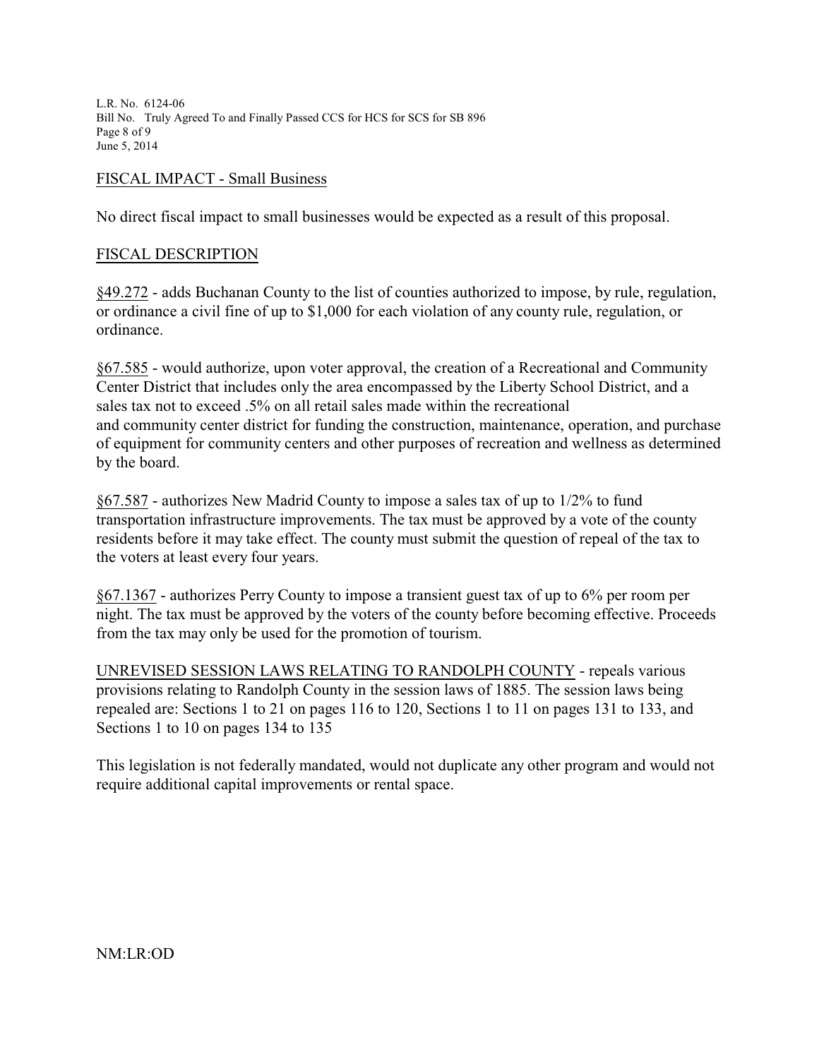## FISCAL IMPACT - Small Business

No direct fiscal impact to small businesses would be expected as a result of this proposal.

## FISCAL DESCRIPTION

§49.272 - adds Buchanan County to the list of counties authorized to impose, by rule, regulation, or ordinance a civil fine of up to $1,000 for each violation of any county rule, regulation, or ordinance.

§67.585 - would authorize, upon voter approval, the creation of a Recreational and Community Center District that includes only the area encompassed by the Liberty School District, and a sales tax not to exceed .5% on all retail sales made within the recreational and community center district for funding the construction, maintenance, operation, and purchase of equipment for community centers and other purposes of recreation and wellness as determined by the board.

§67.587 - authorizes New Madrid County to impose a sales tax of up to 1/2% to fund transportation infrastructure improvements. The tax must be approved by a vote of the county residents before it may take effect. The county must submit the question of repeal of the tax to the voters at least every four years.

§67.1367 - authorizes Perry County to impose a transient guest tax of up to 6% per room per night. The tax must be approved by the voters of the county before becoming effective. Proceeds from the tax may only be used for the promotion of tourism.

UNREVISED SESSION LAWS RELATING TO RANDOLPH COUNTY - repeals various provisions relating to Randolph County in the session laws of 1885. The session laws being repealed are: Sections 1 to 21 on pages 116 to 120, Sections 1 to 11 on pages 131 to 133, and Sections 1 to 10 on pages 134 to 135

This legislation is not federally mandated, would not duplicate any other program and would not require additional capital improvements or rental space.

NM:LR:OD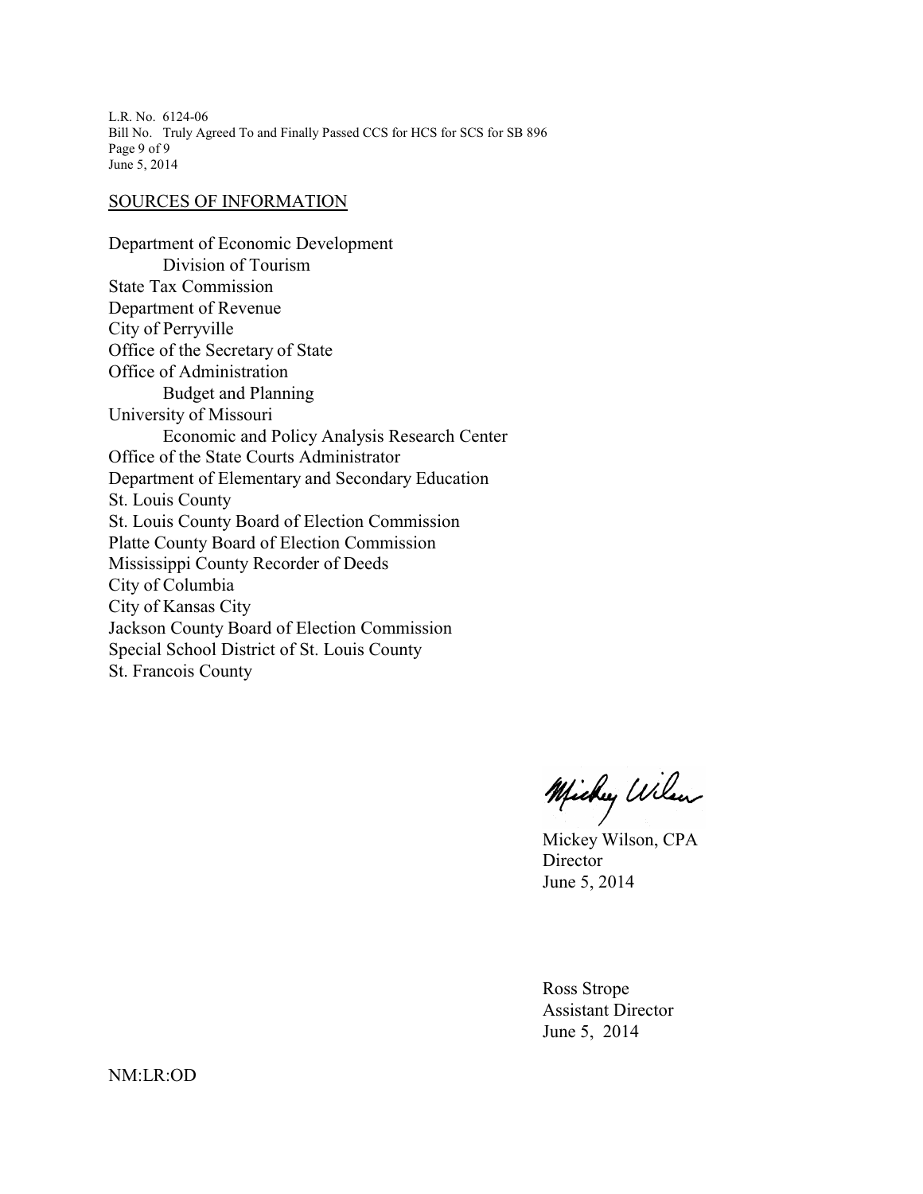## SOURCES OF INFORMATION

Department of Economic Development
    Division of Tourism
State Tax Commission
Department of Revenue
City of Perryville
Office of the Secretary of State
Office of Administration
    Budget and Planning
University of Missouri
    Economic and Policy Analysis Research Center
Office of the State Courts Administrator
Department of Elementary and Secondary Education
St. Louis County
St. Louis County Board of Election Commission
Platte County Board of Election Commission
Mississippi County Recorder of Deeds
City of Columbia
City of Kansas City
Jackson County Board of Election Commission
Special School District of St. Louis County
St. Francois County

Mickey Wilson, CPA
Director
June 5, 2014

Ross Strope
Assistant Director
June 5, 2014

NM:LR:OD